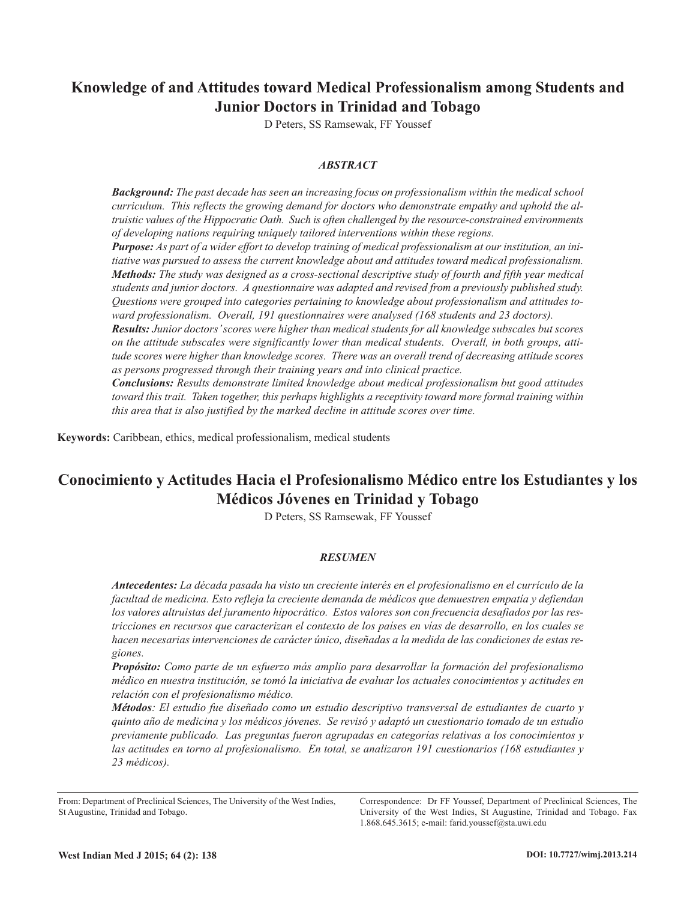# Knowledge of and Attitudes toward Medical Professionalism among Students and Junior Doctors in Trinidad and Tobago

D Peters, SS Ramsewak, FF Youssef

### *ABSTRACT*

***Background:*** *The past decade has seen an increasing focus on professionalism within the medical school curriculum. This reflects the growing demand for doctors who demonstrate empathy and uphold the altruistic values of the Hippocratic Oath. Such is often challenged by the resource-constrained environments of developing nations requiring uniquely tailored interventions within these regions.*

***Purpose:*** *As part of a wider effort to develop training of medical professionalism at our institution, an initiative was pursued to assess the current knowledge about and attitudes toward medical professionalism.*

***Methods:*** *The study was designed as a cross-sectional descriptive study of fourth and fifth year medical students and junior doctors. A questionnaire was adapted and revised from a previously published study. Questions were grouped into categories pertaining to knowledge about professionalism and attitudes toward professionalism. Overall, 191 questionnaires were analysed (168 students and 23 doctors).*

***Results:*** *Junior doctors' scores were higher than medical students for all knowledge subscales but scores on the attitude subscales were significantly lower than medical students. Overall, in both groups, attitude scores were higher than knowledge scores. There was an overall trend of decreasing attitude scores as persons progressed through their training years and into clinical practice.*

***Conclusions:*** *Results demonstrate limited knowledge about medical professionalism but good attitudes toward this trait. Taken together, this perhaps highlights a receptivity toward more formal training within this area that is also justified by the marked decline in attitude scores over time.*

**Keywords:** Caribbean, ethics, medical professionalism, medical students

# Conocimiento y Actitudes Hacia el Profesionalismo Médico entre los Estudiantes y los Médicos Jóvenes en Trinidad y Tobago

D Peters, SS Ramsewak, FF Youssef

### *RESUMEN*

***Antecedentes:*** *La década pasada ha visto un creciente interés en el profesionalismo en el currículo de la facultad de medicina. Esto refleja la creciente demanda de médicos que demuestren empatía y defiendan los valores altruistas del juramento hipocrático. Estos valores son con frecuencia desafiados por las restricciones en recursos que caracterizan el contexto de los países en vías de desarrollo, en los cuales se hacen necesarias intervenciones de carácter único, diseñadas a la medida de las condiciones de estas regiones.*

***Propósito:*** *Como parte de un esfuerzo más amplio para desarrollar la formación del profesionalismo médico en nuestra institución, se tomó la iniciativa de evaluar los actuales conocimientos y actitudes en relación con el profesionalismo médico.*

***Métodos****: El estudio fue diseñado como un estudio descriptivo transversal de estudiantes de cuarto y quinto año de medicina y los médicos jóvenes. Se revisó y adaptó un cuestionario tomado de un estudio previamente publicado. Las preguntas fueron agrupadas en categorías relativas a los conocimientos y las actitudes en torno al profesionalismo. En total, se analizaron 191 cuestionarios (168 estudiantes y 23 médicos).*

From: Department of Preclinical Sciences, The University of the West Indies, St Augustine, Trinidad and Tobago.

Correspondence: Dr FF Youssef, Department of Preclinical Sciences, The University of the West Indies, St Augustine, Trinidad and Tobago. Fax 1.868.645.3615; e-mail: farid.youssef@sta.uwi.edu

DOI: 10.7727/wimj.2013.214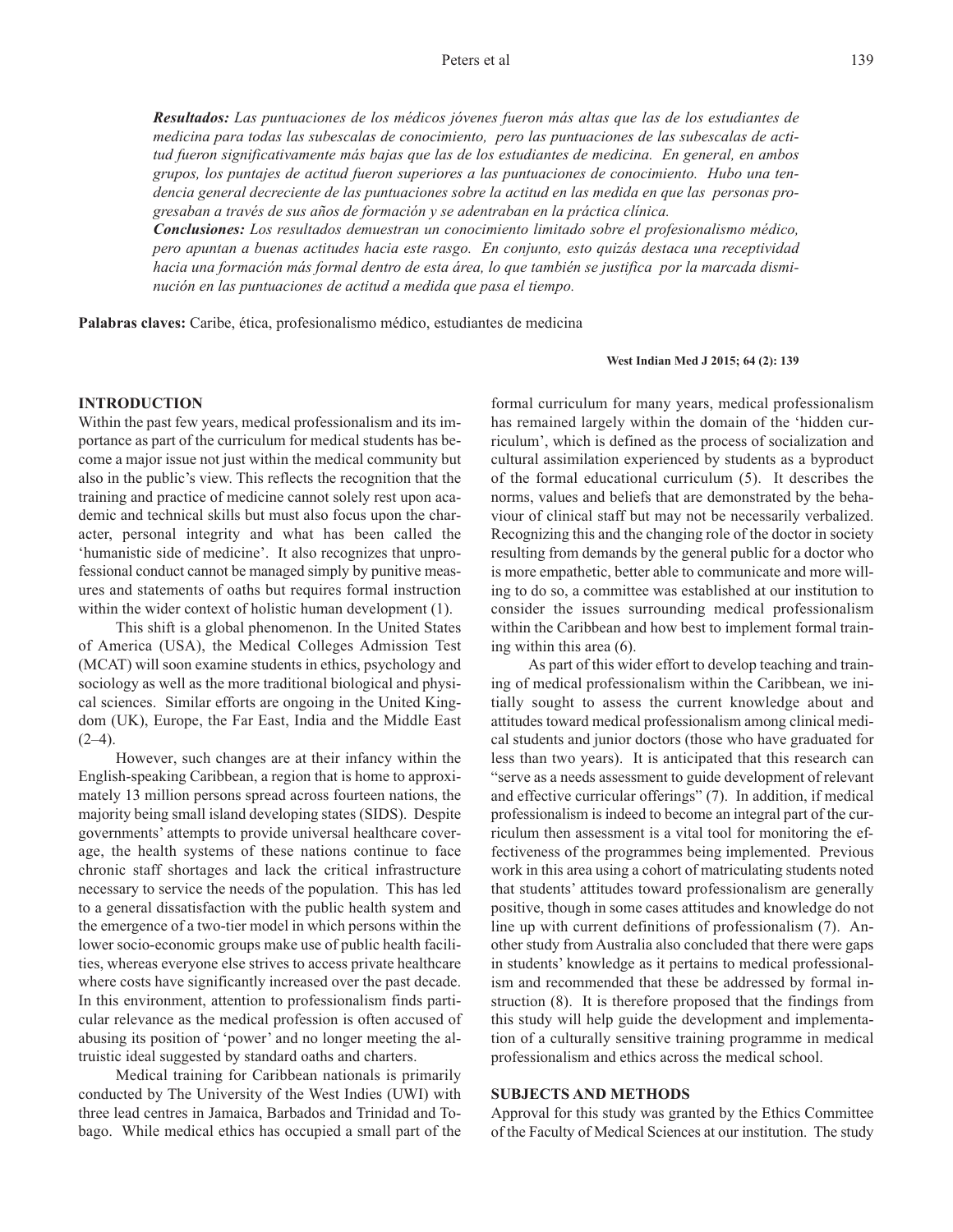***Resultados:*** *Las puntuaciones de los médicos jóvenes fueron más altas que las de los estudiantes de medicina para todas las subescalas de conocimiento, pero las puntuaciones de las subescalas de actitud fueron significativamente más bajas que las de los estudiantes de medicina. En general, en ambos grupos, los puntajes de actitud fueron superiores a las puntuaciones de conocimiento. Hubo una tendencia general decreciente de las puntuaciones sobre la actitud en las medida en que las personas progresaban a través de sus años de formación y se adentraban en la práctica clínica.*

***Conclusiones:*** *Los resultados demuestran un conocimiento limitado sobre el profesionalismo médico, pero apuntan a buenas actitudes hacia este rasgo. En conjunto, esto quizás destaca una receptividad hacia una formación más formal dentro de esta área, lo que también se justifica por la marcada disminución en las puntuaciones de actitud a medida que pasa el tiempo.*

**Palabras claves:** Caribe, ética, profesionalismo médico, estudiantes de medicina

## INTRODUCTION

Within the past few years, medical professionalism and its importance as part of the curriculum for medical students has become a major issue not just within the medical community but also in the public's view. This reflects the recognition that the training and practice of medicine cannot solely rest upon academic and technical skills but must also focus upon the character, personal integrity and what has been called the 'humanistic side of medicine'. It also recognizes that unprofessional conduct cannot be managed simply by punitive measures and statements of oaths but requires formal instruction within the wider context of holistic human development (1).

This shift is a global phenomenon. In the United States of America (USA), the Medical Colleges Admission Test (MCAT) will soon examine students in ethics, psychology and sociology as well as the more traditional biological and physical sciences. Similar efforts are ongoing in the United Kingdom (UK), Europe, the Far East, India and the Middle East (2–4).

However, such changes are at their infancy within the English-speaking Caribbean, a region that is home to approximately 13 million persons spread across fourteen nations, the majority being small island developing states (SIDS). Despite governments' attempts to provide universal healthcare coverage, the health systems of these nations continue to face chronic staff shortages and lack the critical infrastructure necessary to service the needs of the population. This has led to a general dissatisfaction with the public health system and the emergence of a two-tier model in which persons within the lower socio-economic groups make use of public health facilities, whereas everyone else strives to access private healthcare where costs have significantly increased over the past decade. In this environment, attention to professionalism finds particular relevance as the medical profession is often accused of abusing its position of 'power' and no longer meeting the altruistic ideal suggested by standard oaths and charters.

Medical training for Caribbean nationals is primarily conducted by The University of the West Indies (UWI) with three lead centres in Jamaica, Barbados and Trinidad and Tobago. While medical ethics has occupied a small part of the formal curriculum for many years, medical professionalism has remained largely within the domain of the 'hidden curriculum', which is defined as the process of socialization and cultural assimilation experienced by students as a byproduct of the formal educational curriculum (5). It describes the norms, values and beliefs that are demonstrated by the behaviour of clinical staff but may not be necessarily verbalized. Recognizing this and the changing role of the doctor in society resulting from demands by the general public for a doctor who is more empathetic, better able to communicate and more willing to do so, a committee was established at our institution to consider the issues surrounding medical professionalism within the Caribbean and how best to implement formal training within this area (6).

As part of this wider effort to develop teaching and training of medical professionalism within the Caribbean, we initially sought to assess the current knowledge about and attitudes toward medical professionalism among clinical medical students and junior doctors (those who have graduated for less than two years). It is anticipated that this research can "serve as a needs assessment to guide development of relevant and effective curricular offerings" (7). In addition, if medical professionalism is indeed to become an integral part of the curriculum then assessment is a vital tool for monitoring the effectiveness of the programmes being implemented. Previous work in this area using a cohort of matriculating students noted that students' attitudes toward professionalism are generally positive, though in some cases attitudes and knowledge do not line up with current definitions of professionalism (7). Another study from Australia also concluded that there were gaps in students' knowledge as it pertains to medical professionalism and recommended that these be addressed by formal instruction (8). It is therefore proposed that the findings from this study will help guide the development and implementation of a culturally sensitive training programme in medical professionalism and ethics across the medical school.

## SUBJECTS AND METHODS

Approval for this study was granted by the Ethics Committee of the Faculty of Medical Sciences at our institution. The study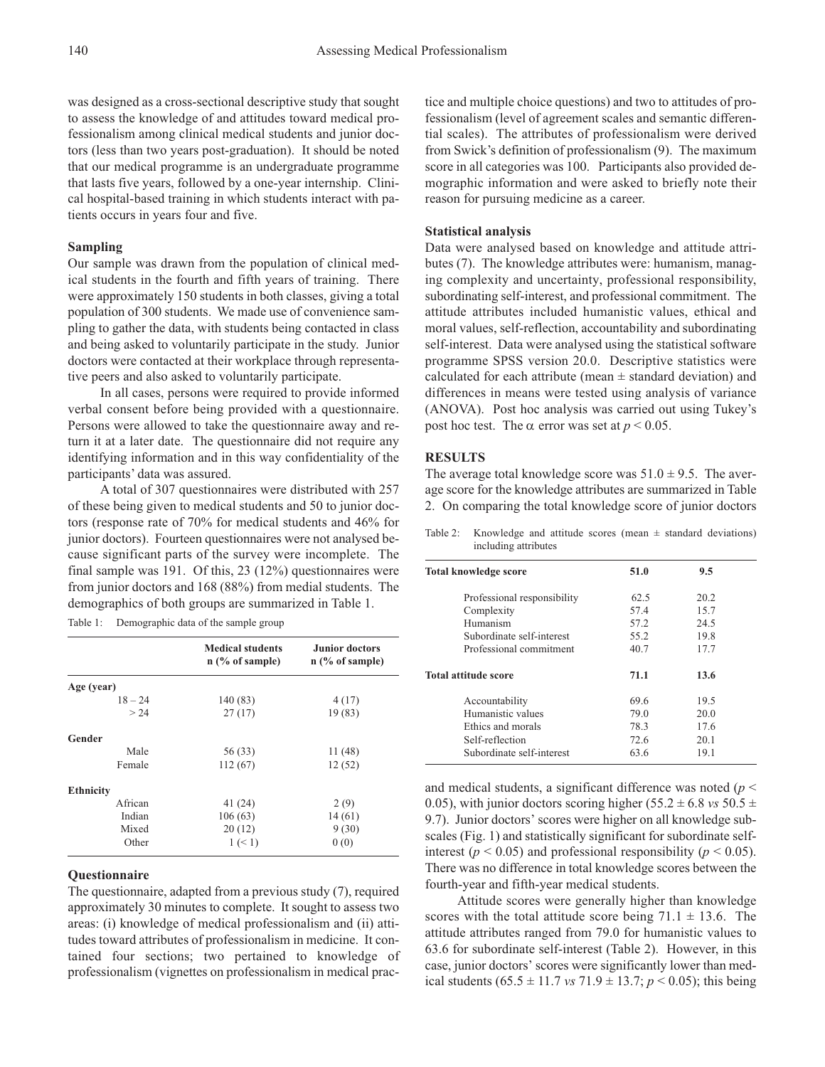was designed as a cross-sectional descriptive study that sought to assess the knowledge of and attitudes toward medical professionalism among clinical medical students and junior doctors (less than two years post-graduation). It should be noted that our medical programme is an undergraduate programme that lasts five years, followed by a one-year internship. Clinical hospital-based training in which students interact with patients occurs in years four and five.

### Sampling

Our sample was drawn from the population of clinical medical students in the fourth and fifth years of training. There were approximately 150 students in both classes, giving a total population of 300 students. We made use of convenience sampling to gather the data, with students being contacted in class and being asked to voluntarily participate in the study. Junior doctors were contacted at their workplace through representative peers and also asked to voluntarily participate.

In all cases, persons were required to provide informed verbal consent before being provided with a questionnaire. Persons were allowed to take the questionnaire away and return it at a later date. The questionnaire did not require any identifying information and in this way confidentiality of the participants' data was assured.

A total of 307 questionnaires were distributed with 257 of these being given to medical students and 50 to junior doctors (response rate of 70% for medical students and 46% for junior doctors). Fourteen questionnaires were not analysed because significant parts of the survey were incomplete. The final sample was 191. Of this, 23 (12%) questionnaires were from junior doctors and 168 (88%) from medial students. The demographics of both groups are summarized in Table 1.

Table 1: Demographic data of the sample group

| | Medical students n (% of sample) | Junior doctors n (% of sample) |
|---|---|---|
| **Age (year)** | | |
| 18 – 24 | 140 (83) | 4 (17) |
| > 24 | 27 (17) | 19 (83) |
| **Gender** | | |
| Male | 56 (33) | 11 (48) |
| Female | 112 (67) | 12 (52) |
| **Ethnicity** | | |
| African | 41 (24) | 2 (9) |
| Indian | 106 (63) | 14 (61) |
| Mixed | 20 (12) | 9 (30) |
| Other | 1 (< 1) | 0 (0) |

### Questionnaire

The questionnaire, adapted from a previous study (7), required approximately 30 minutes to complete. It sought to assess two areas: (i) knowledge of medical professionalism and (ii) attitudes toward attributes of professionalism in medicine. It contained four sections; two pertained to knowledge of professionalism (vignettes on professionalism in medical practice and multiple choice questions) and two to attitudes of professionalism (level of agreement scales and semantic differential scales). The attributes of professionalism were derived from Swick's definition of professionalism (9). The maximum score in all categories was 100. Participants also provided demographic information and were asked to briefly note their reason for pursuing medicine as a career.

### Statistical analysis

Data were analysed based on knowledge and attitude attributes (7). The knowledge attributes were: humanism, managing complexity and uncertainty, professional responsibility, subordinating self-interest, and professional commitment. The attitude attributes included humanistic values, ethical and moral values, self-reflection, accountability and subordinating self-interest. Data were analysed using the statistical software programme SPSS version 20.0. Descriptive statistics were calculated for each attribute (mean ± standard deviation) and differences in means were tested using analysis of variance (ANOVA). Post hoc analysis was carried out using Tukey's post hoc test. The $\alpha$ error was set at $p < 0.05$.

## RESULTS

The average total knowledge score was $51.0 \pm 9.5$. The average score for the knowledge attributes are summarized in Table 2. On comparing the total knowledge score of junior doctors and medical students, a significant difference was noted ($p < 0.05$), with junior doctors scoring higher ($55.2 \pm 6.8$ *vs* $50.5 \pm 9.7$). Junior doctors' scores were higher on all knowledge subscales (Fig. 1) and statistically significant for subordinate self-interest ($p < 0.05$) and professional responsibility ($p < 0.05$). There was no difference in total knowledge scores between the fourth-year and fifth-year medical students.

Table 2: Knowledge and attitude scores (mean ± standard deviations) including attributes

| | | |
|---|---|---|
| **Total knowledge score** | **51.0** | **9.5** |
| Professional responsibility | 62.5 | 20.2 |
| Complexity | 57.4 | 15.7 |
| Humanism | 57.2 | 24.5 |
| Subordinate self-interest | 55.2 | 19.8 |
| Professional commitment | 40.7 | 17.7 |
| **Total attitude score** | **71.1** | **13.6** |
| Accountability | 69.6 | 19.5 |
| Humanistic values | 79.0 | 20.0 |
| Ethics and morals | 78.3 | 17.6 |
| Self-reflection | 72.6 | 20.1 |
| Subordinate self-interest | 63.6 | 19.1 |

Attitude scores were generally higher than knowledge scores with the total attitude score being $71.1 \pm 13.6$. The attitude attributes ranged from 79.0 for humanistic values to 63.6 for subordinate self-interest (Table 2). However, in this case, junior doctors' scores were significantly lower than medical students ($65.5 \pm 11.7$ *vs* $71.9 \pm 13.7$; $p < 0.05$); this being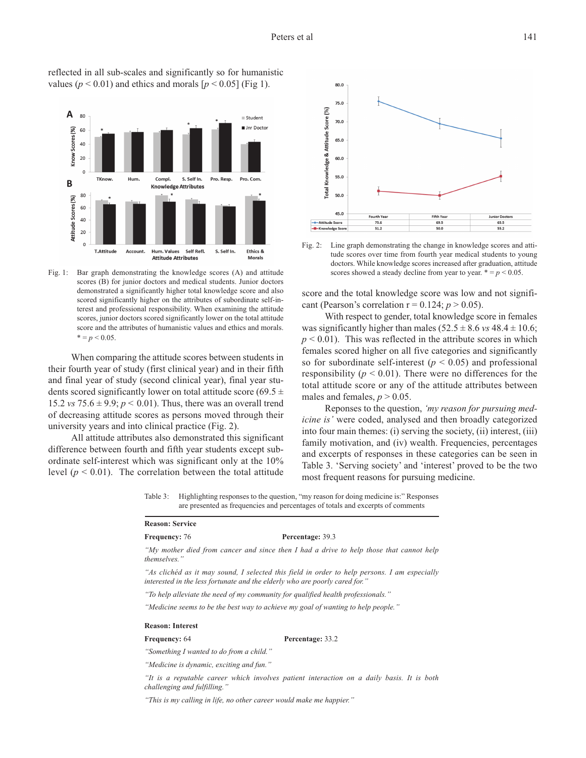reflected in all sub-scales and significantly so for humanistic values ($p < 0.01$) and ethics and morals [$p < 0.05$] (Fig 1).

Fig. 1: Bar graph demonstrating the knowledge scores (A) and attitude scores (B) for junior doctors and medical students. Junior doctors demonstrated a significantly higher total knowledge score and also scored significantly higher on the attributes of subordinate self-interest and professional responsibility. When examining the attitude scores, junior doctors scored significantly lower on the total attitude score and the attributes of humanistic values and ethics and morals. * = $p < 0.05$.

When comparing the attitude scores between students in their fourth year of study (first clinical year) and in their fifth and final year of study (second clinical year), final year students scored significantly lower on total attitude score (69.5 ± 15.2 *vs* 75.6 ± 9.9; $p < 0.01$). Thus, there was an overall trend of decreasing attitude scores as persons moved through their university years and into clinical practice (Fig. 2).

All attitude attributes also demonstrated this significant difference between fourth and fifth year students except subordinate self-interest which was significant only at the 10% level ($p < 0.01$). The correlation between the total attitude score and the total knowledge score was low and not significant (Pearson's correlation r = 0.124; $p > 0.05$).

| | Fourth Year | Fifth Year | Junior Doctors |
|---|---|---|---|
| Attitude Score | 75.6 | 69.5 | 65.5 |
| Knowledge Score | 51.2 | 50.0 | 55.2 |

Fig. 2: Line graph demonstrating the change in knowledge scores and attitude scores over time from fourth year medical students to young doctors. While knowledge scores increased after graduation, attitude scores showed a steady decline from year to year. * = $p < 0.05$.

With respect to gender, total knowledge score in females was significantly higher than males (52.5 ± 8.6 *vs* 48.4 ± 10.6; $p < 0.01$). This was reflected in the attribute scores in which females scored higher on all five categories and significantly so for subordinate self-interest ($p < 0.05$) and professional responsibility ($p < 0.01$). There were no differences for the total attitude score or any of the attitude attributes between males and females, $p > 0.05$.

Responses to the question, *'my reason for pursuing medicine is'* were coded, analysed and then broadly categorized into four main themes: (i) serving the society, (ii) interest, (iii) family motivation, and (iv) wealth. Frequencies, percentages and excerpts of responses in these categories can be seen in Table 3. 'Serving society' and 'interest' proved to be the two most frequent reasons for pursuing medicine.

Table 3: Highlighting responses to the question, "my reason for doing medicine is:" Responses are presented as frequencies and percentages of totals and excerpts of comments

**Reason: Service**

**Frequency:** 76 **Percentage:** 39.3

*"My mother died from cancer and since then I had a drive to help those that cannot help themselves."*

*"As clichéd as it may sound, I selected this field in order to help persons. I am especially interested in the less fortunate and the elderly who are poorly cared for."*

*"To help alleviate the need of my community for qualified health professionals."*

*"Medicine seems to be the best way to achieve my goal of wanting to help people."*

**Reason: Interest**

**Frequency:** 64 **Percentage:** 33.2

*"Something I wanted to do from a child."*

*"Medicine is dynamic, exciting and fun."*

*"It is a reputable career which involves patient interaction on a daily basis. It is both challenging and fulfilling."*

*"This is my calling in life, no other career would make me happier."*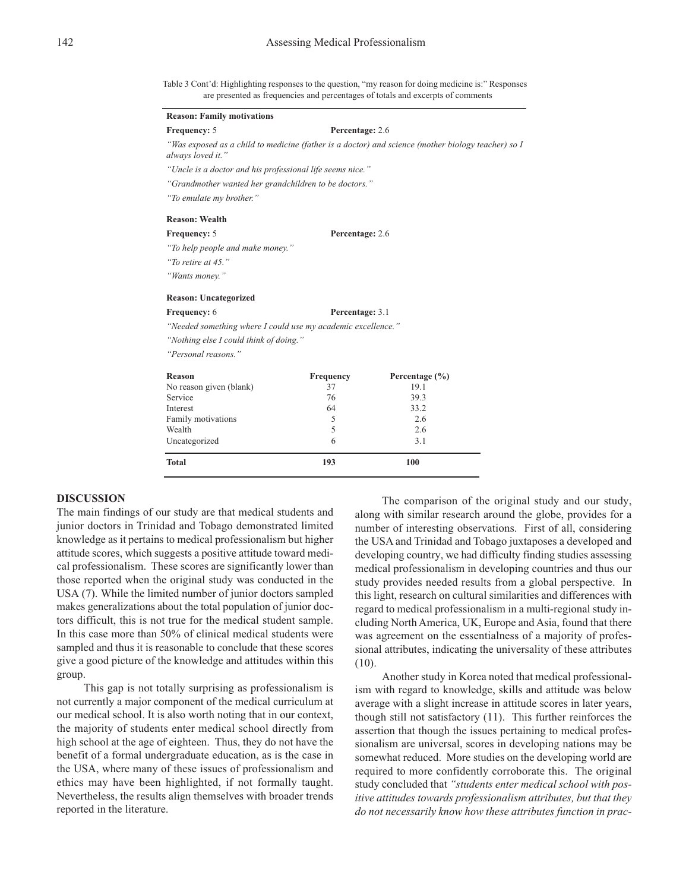Table 3 Cont'd: Highlighting responses to the question, "my reason for doing medicine is:" Responses are presented as frequencies and percentages of totals and excerpts of comments

**Reason: Family motivations**

**Frequency:** 5 **Percentage:** 2.6

*"Was exposed as a child to medicine (father is a doctor) and science (mother biology teacher) so I always loved it."*

*"Uncle is a doctor and his professional life seems nice."*

*"Grandmother wanted her grandchildren to be doctors."*

*"To emulate my brother."*

**Reason: Wealth**

**Frequency:** 5 **Percentage:** 2.6

*"To help people and make money."*

*"To retire at 45."*

*"Wants money."*

**Reason: Uncategorized**

**Frequency:** 6 **Percentage:** 3.1

*"Needed something where I could use my academic excellence."*

*"Nothing else I could think of doing."*

*"Personal reasons."*

| Reason | Frequency | Percentage (%) |
|---|---|---|
| No reason given (blank) | 37 | 19.1 |
| Service | 76 | 39.3 |
| Interest | 64 | 33.2 |
| Family motivations | 5 | 2.6 |
| Wealth | 5 | 2.6 |
| Uncategorized | 6 | 3.1 |
| **Total** | **193** | **100** |

## DISCUSSION

The main findings of our study are that medical students and junior doctors in Trinidad and Tobago demonstrated limited knowledge as it pertains to medical professionalism but higher attitude scores, which suggests a positive attitude toward medical professionalism. These scores are significantly lower than those reported when the original study was conducted in the USA (7). While the limited number of junior doctors sampled makes generalizations about the total population of junior doctors difficult, this is not true for the medical student sample. In this case more than 50% of clinical medical students were sampled and thus it is reasonable to conclude that these scores give a good picture of the knowledge and attitudes within this group.

This gap is not totally surprising as professionalism is not currently a major component of the medical curriculum at our medical school. It is also worth noting that in our context, the majority of students enter medical school directly from high school at the age of eighteen. Thus, they do not have the benefit of a formal undergraduate education, as is the case in the USA, where many of these issues of professionalism and ethics may have been highlighted, if not formally taught. Nevertheless, the results align themselves with broader trends reported in the literature.

The comparison of the original study and our study, along with similar research around the globe, provides for a number of interesting observations. First of all, considering the USA and Trinidad and Tobago juxtaposes a developed and developing country, we had difficulty finding studies assessing medical professionalism in developing countries and thus our study provides needed results from a global perspective. In this light, research on cultural similarities and differences with regard to medical professionalism in a multi-regional study including North America, UK, Europe and Asia, found that there was agreement on the essentialness of a majority of professional attributes, indicating the universality of these attributes (10).

Another study in Korea noted that medical professionalism with regard to knowledge, skills and attitude was below average with a slight increase in attitude scores in later years, though still not satisfactory (11). This further reinforces the assertion that though the issues pertaining to medical professionalism are universal, scores in developing nations may be somewhat reduced. More studies on the developing world are required to more confidently corroborate this. The original study concluded that *"students enter medical school with positive attitudes towards professionalism attributes, but that they do not necessarily know how these attributes function in prac-*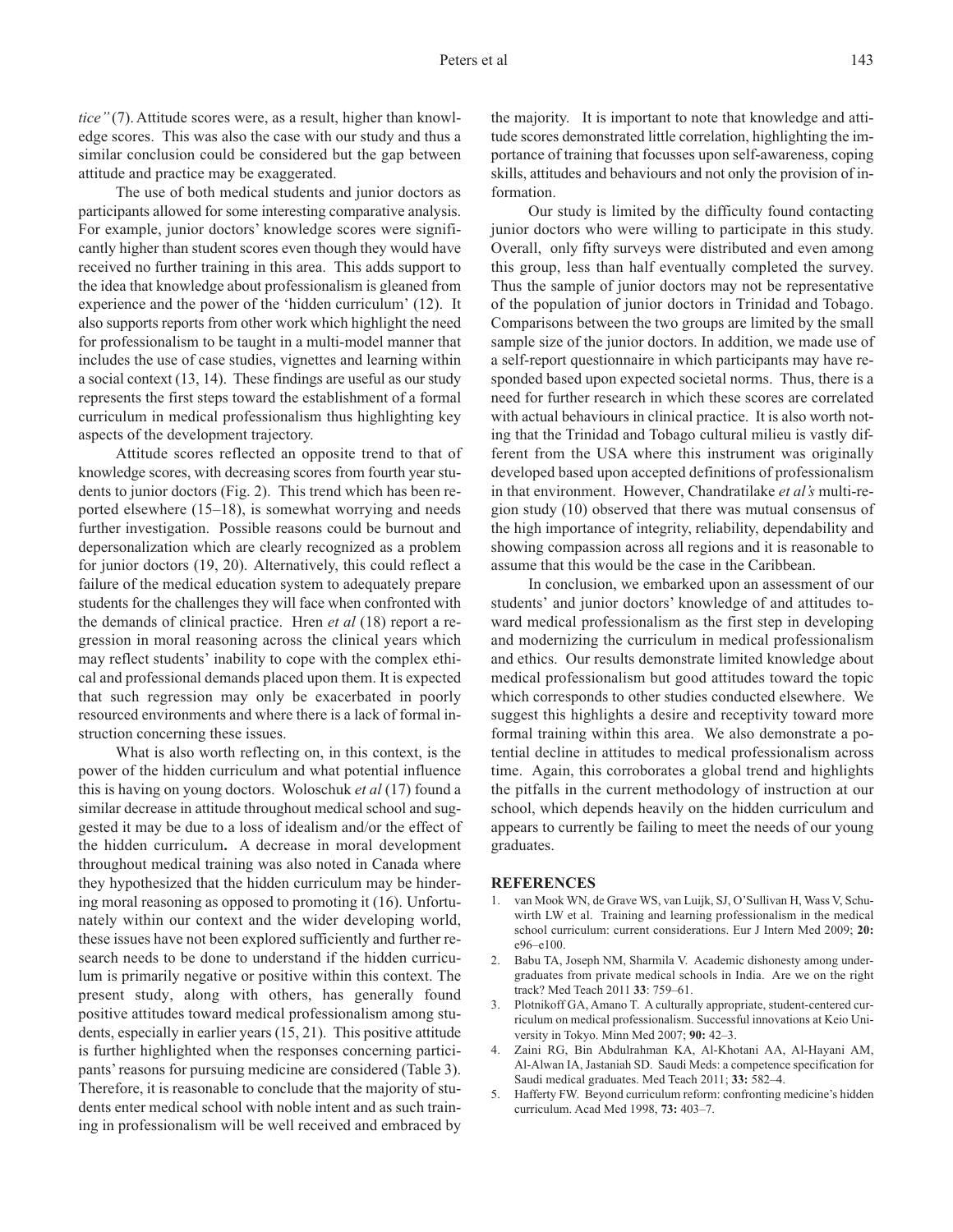*tice"* (7). Attitude scores were, as a result, higher than knowledge scores. This was also the case with our study and thus a similar conclusion could be considered but the gap between attitude and practice may be exaggerated.

The use of both medical students and junior doctors as participants allowed for some interesting comparative analysis. For example, junior doctors' knowledge scores were significantly higher than student scores even though they would have received no further training in this area. This adds support to the idea that knowledge about professionalism is gleaned from experience and the power of the 'hidden curriculum' (12). It also supports reports from other work which highlight the need for professionalism to be taught in a multi-model manner that includes the use of case studies, vignettes and learning within a social context (13, 14). These findings are useful as our study represents the first steps toward the establishment of a formal curriculum in medical professionalism thus highlighting key aspects of the development trajectory.

Attitude scores reflected an opposite trend to that of knowledge scores, with decreasing scores from fourth year students to junior doctors (Fig. 2). This trend which has been reported elsewhere (15–18), is somewhat worrying and needs further investigation. Possible reasons could be burnout and depersonalization which are clearly recognized as a problem for junior doctors (19, 20). Alternatively, this could reflect a failure of the medical education system to adequately prepare students for the challenges they will face when confronted with the demands of clinical practice. Hren *et al* (18) report a regression in moral reasoning across the clinical years which may reflect students' inability to cope with the complex ethical and professional demands placed upon them. It is expected that such regression may only be exacerbated in poorly resourced environments and where there is a lack of formal instruction concerning these issues.

What is also worth reflecting on, in this context, is the power of the hidden curriculum and what potential influence this is having on young doctors. Woloschuk *et al* (17) found a similar decrease in attitude throughout medical school and suggested it may be due to a loss of idealism and/or the effect of the hidden curriculum**.** A decrease in moral development throughout medical training was also noted in Canada where they hypothesized that the hidden curriculum may be hindering moral reasoning as opposed to promoting it (16). Unfortunately within our context and the wider developing world, these issues have not been explored sufficiently and further research needs to be done to understand if the hidden curriculum is primarily negative or positive within this context. The present study, along with others, has generally found positive attitudes toward medical professionalism among students, especially in earlier years (15, 21). This positive attitude is further highlighted when the responses concerning participants' reasons for pursuing medicine are considered (Table 3). Therefore, it is reasonable to conclude that the majority of students enter medical school with noble intent and as such training in professionalism will be well received and embraced by the majority. It is important to note that knowledge and attitude scores demonstrated little correlation, highlighting the importance of training that focusses upon self-awareness, coping skills, attitudes and behaviours and not only the provision of information.

Our study is limited by the difficulty found contacting junior doctors who were willing to participate in this study. Overall, only fifty surveys were distributed and even among this group, less than half eventually completed the survey. Thus the sample of junior doctors may not be representative of the population of junior doctors in Trinidad and Tobago. Comparisons between the two groups are limited by the small sample size of the junior doctors. In addition, we made use of a self-report questionnaire in which participants may have responded based upon expected societal norms. Thus, there is a need for further research in which these scores are correlated with actual behaviours in clinical practice. It is also worth noting that the Trinidad and Tobago cultural milieu is vastly different from the USA where this instrument was originally developed based upon accepted definitions of professionalism in that environment. However, Chandratilake *et al's* multi-region study (10) observed that there was mutual consensus of the high importance of integrity, reliability, dependability and showing compassion across all regions and it is reasonable to assume that this would be the case in the Caribbean.

In conclusion, we embarked upon an assessment of our students' and junior doctors' knowledge of and attitudes toward medical professionalism as the first step in developing and modernizing the curriculum in medical professionalism and ethics. Our results demonstrate limited knowledge about medical professionalism but good attitudes toward the topic which corresponds to other studies conducted elsewhere. We suggest this highlights a desire and receptivity toward more formal training within this area. We also demonstrate a potential decline in attitudes to medical professionalism across time. Again, this corroborates a global trend and highlights the pitfalls in the current methodology of instruction at our school, which depends heavily on the hidden curriculum and appears to currently be failing to meet the needs of our young graduates.

## REFERENCES

1. van Mook WN, de Grave WS, van Luijk, SJ, O'Sullivan H, Wass V, Schuwirth LW et al. Training and learning professionalism in the medical school curriculum: current considerations. Eur J Intern Med 2009; **20:** e96–e100.
2. Babu TA, Joseph NM, Sharmila V. Academic dishonesty among undergraduates from private medical schools in India. Are we on the right track? Med Teach 2011 **33**: 759–61.
3. Plotnikoff GA, Amano T. A culturally appropriate, student-centered curriculum on medical professionalism. Successful innovations at Keio University in Tokyo. Minn Med 2007; **90:** 42–3.
4. Zaini RG, Bin Abdulrahman KA, Al-Khotani AA, Al-Hayani AM, Al-Alwan IA, Jastaniah SD. Saudi Meds: a competence specification for Saudi medical graduates. Med Teach 2011; **33:** 582–4.
5. Hafferty FW. Beyond curriculum reform: confronting medicine's hidden curriculum. Acad Med 1998, **73:** 403–7.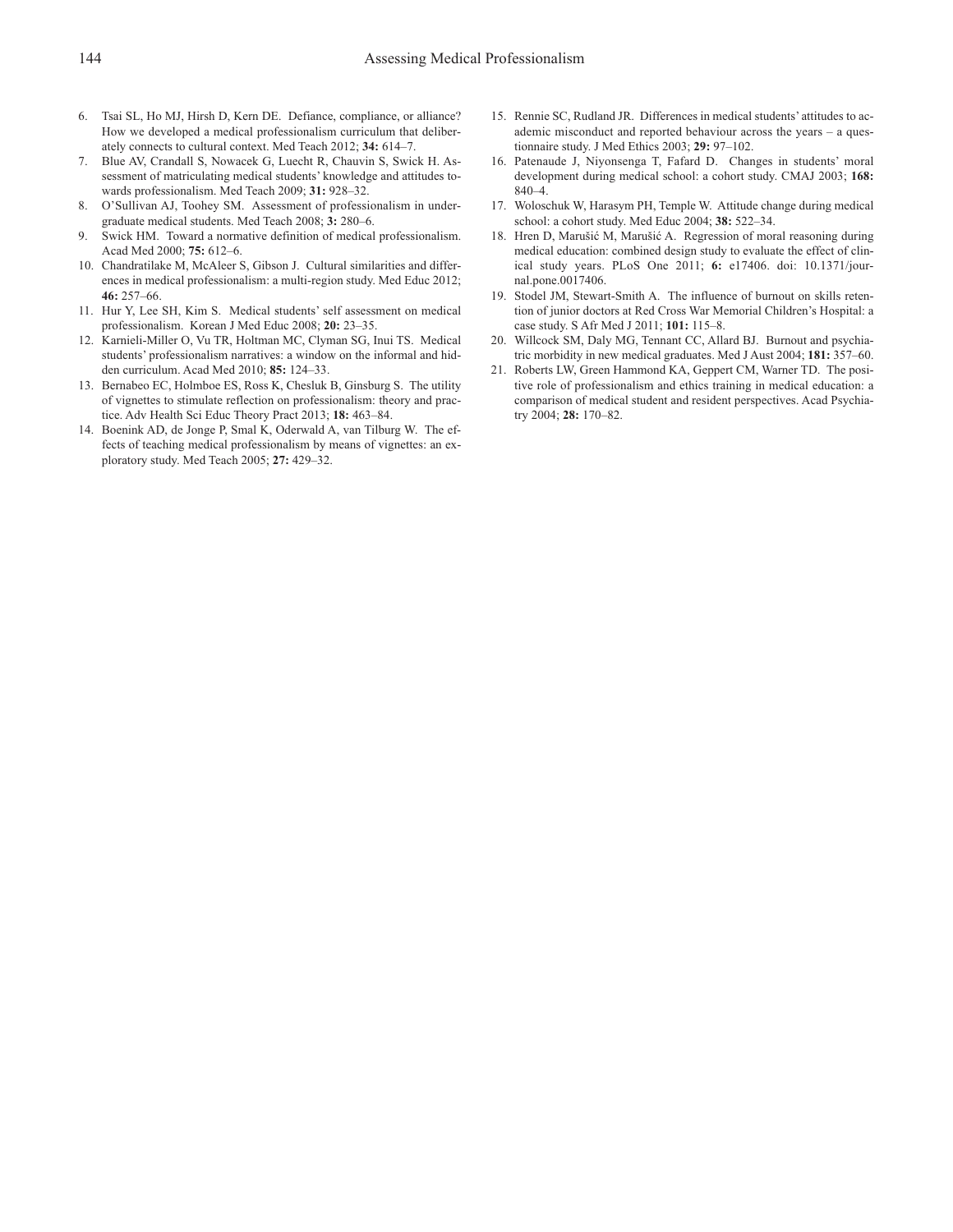6. Tsai SL, Ho MJ, Hirsh D, Kern DE. Defiance, compliance, or alliance? How we developed a medical professionalism curriculum that deliberately connects to cultural context. Med Teach 2012; **34:** 614–7.
7. Blue AV, Crandall S, Nowacek G, Luecht R, Chauvin S, Swick H. Assessment of matriculating medical students' knowledge and attitudes towards professionalism. Med Teach 2009; **31:** 928–32.
8. O'Sullivan AJ, Toohey SM. Assessment of professionalism in undergraduate medical students. Med Teach 2008; **3:** 280–6.
9. Swick HM. Toward a normative definition of medical professionalism. Acad Med 2000; **75:** 612–6.
10. Chandratilake M, McAleer S, Gibson J. Cultural similarities and differences in medical professionalism: a multi-region study. Med Educ 2012; **46:** 257–66.
11. Hur Y, Lee SH, Kim S. Medical students' self assessment on medical professionalism. Korean J Med Educ 2008; **20:** 23–35.
12. Karnieli-Miller O, Vu TR, Holtman MC, Clyman SG, Inui TS. Medical students' professionalism narratives: a window on the informal and hidden curriculum. Acad Med 2010; **85:** 124–33.
13. Bernabeo EC, Holmboe ES, Ross K, Chesluk B, Ginsburg S. The utility of vignettes to stimulate reflection on professionalism: theory and practice. Adv Health Sci Educ Theory Pract 2013; **18:** 463–84.
14. Boenink AD, de Jonge P, Smal K, Oderwald A, van Tilburg W. The effects of teaching medical professionalism by means of vignettes: an exploratory study. Med Teach 2005; **27:** 429–32.
15. Rennie SC, Rudland JR. Differences in medical students' attitudes to academic misconduct and reported behaviour across the years – a questionnaire study. J Med Ethics 2003; **29:** 97–102.
16. Patenaude J, Niyonsenga T, Fafard D. Changes in students' moral development during medical school: a cohort study. CMAJ 2003; **168:** 840–4.
17. Woloschuk W, Harasym PH, Temple W. Attitude change during medical school: a cohort study. Med Educ 2004; **38:** 522–34.
18. Hren D, Marušić M, Marušić A. Regression of moral reasoning during medical education: combined design study to evaluate the effect of clinical study years. PLoS One 2011; **6:** e17406. doi: 10.1371/journal.pone.0017406.
19. Stodel JM, Stewart-Smith A. The influence of burnout on skills retention of junior doctors at Red Cross War Memorial Children's Hospital: a case study. S Afr Med J 2011; **101:** 115–8.
20. Willcock SM, Daly MG, Tennant CC, Allard BJ. Burnout and psychiatric morbidity in new medical graduates. Med J Aust 2004; **181:** 357–60.
21. Roberts LW, Green Hammond KA, Geppert CM, Warner TD. The positive role of professionalism and ethics training in medical education: a comparison of medical student and resident perspectives. Acad Psychiatry 2004; **28:** 170–82.